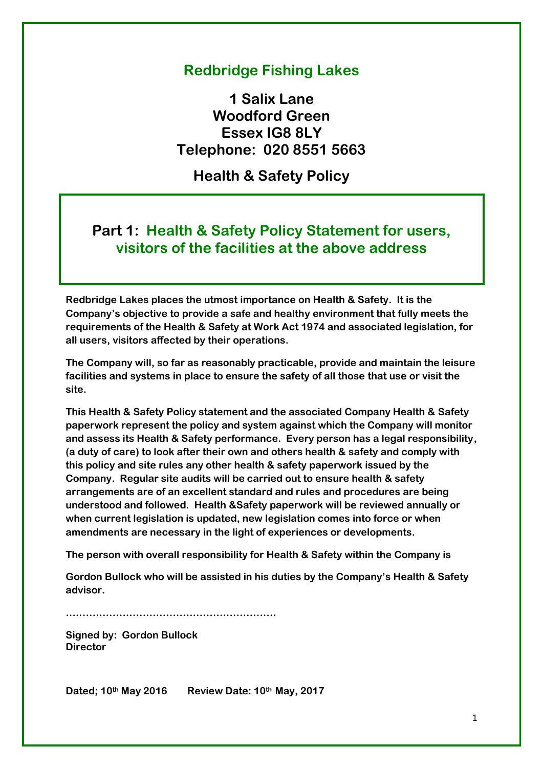# Redbridge Fishing Lakes

## 1 Salix Lane
## Woodford Green
## Essex IG8 8LY
## Telephone: 020 8551 5663

## Health & Safety Policy

## Part 1: Health & Safety Policy Statement for users, visitors of the facilities at the above address

**Redbridge Lakes places the utmost importance on Health & Safety. It is the Company's objective to provide a safe and healthy environment that fully meets the requirements of the Health & Safety at Work Act 1974 and associated legislation, for all users, visitors affected by their operations.**

**The Company will, so far as reasonably practicable, provide and maintain the leisure facilities and systems in place to ensure the safety of all those that use or visit the site.**

**This Health & Safety Policy statement and the associated Company Health & Safety paperwork represent the policy and system against which the Company will monitor and assess its Health & Safety performance. Every person has a legal responsibility, (a duty of care) to look after their own and others health & safety and comply with this policy and site rules any other health & safety paperwork issued by the Company. Regular site audits will be carried out to ensure health & safety arrangements are of an excellent standard and rules and procedures are being understood and followed. Health &Safety paperwork will be reviewed annually or when current legislation is updated, new legislation comes into force or when amendments are necessary in the light of experiences or developments.**

**The person with overall responsibility for Health & Safety within the Company is**

**Gordon Bullock who will be assisted in his duties by the Company's Health & Safety advisor.**

**……………………………………………………**

**Signed by: Gordon Bullock**
**Director**

**Dated; 10th May 2016 Review Date: 10th May, 2017**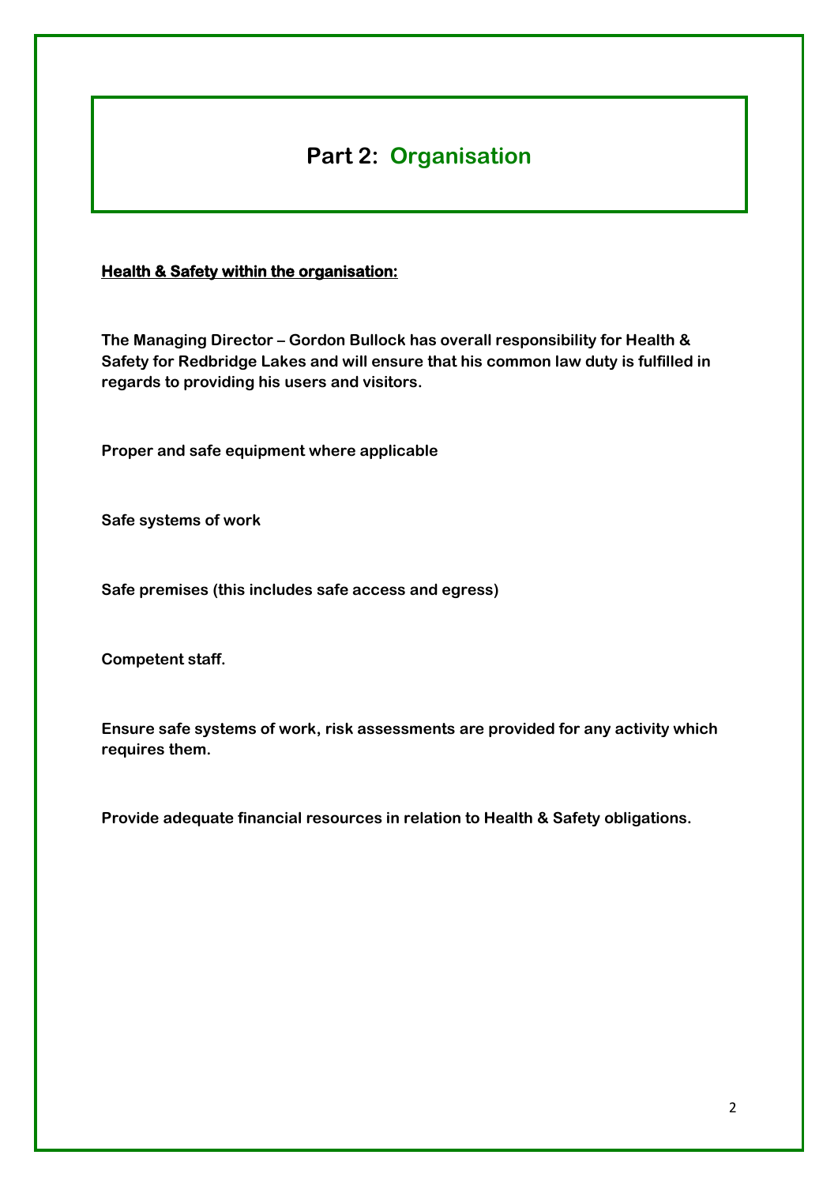# Part 2: Organisation

**Health & Safety within the organisation:**

**The Managing Director – Gordon Bullock has overall responsibility for Health & Safety for Redbridge Lakes and will ensure that his common law duty is fulfilled in regards to providing his users and visitors.**

**Proper and safe equipment where applicable**

**Safe systems of work**

**Safe premises (this includes safe access and egress)**

**Competent staff.**

**Ensure safe systems of work, risk assessments are provided for any activity which requires them.**

**Provide adequate financial resources in relation to Health & Safety obligations.**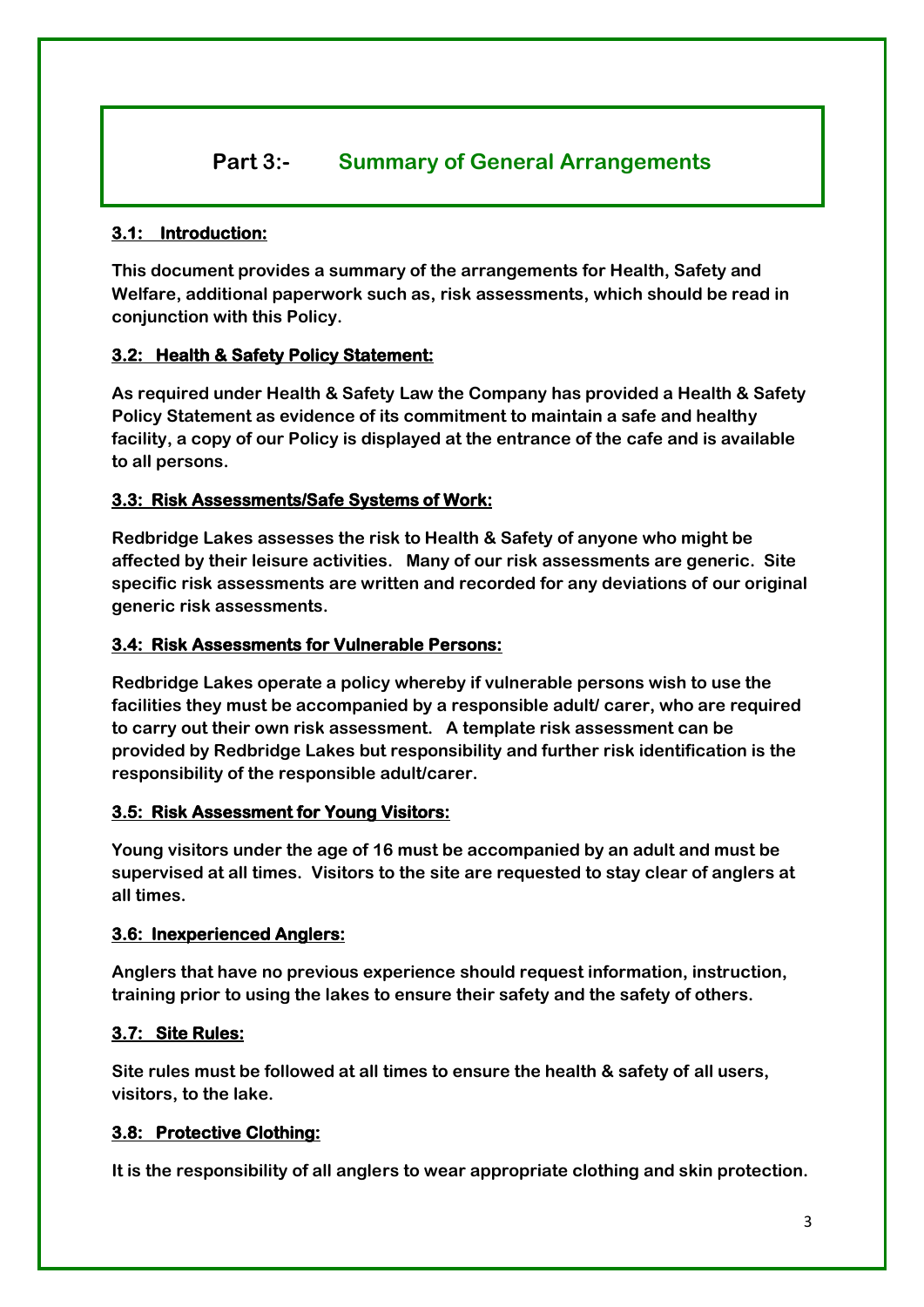# Part 3:- Summary of General Arrangements

## 3.1: Introduction:

**This document provides a summary of the arrangements for Health, Safety and Welfare, additional paperwork such as, risk assessments, which should be read in conjunction with this Policy.**

## 3.2: Health & Safety Policy Statement:

**As required under Health & Safety Law the Company has provided a Health & Safety Policy Statement as evidence of its commitment to maintain a safe and healthy facility, a copy of our Policy is displayed at the entrance of the cafe and is available to all persons.**

## 3.3: Risk Assessments/Safe Systems of Work:

**Redbridge Lakes assesses the risk to Health & Safety of anyone who might be affected by their leisure activities. Many of our risk assessments are generic. Site specific risk assessments are written and recorded for any deviations of our original generic risk assessments.**

## 3.4: Risk Assessments for Vulnerable Persons:

**Redbridge Lakes operate a policy whereby if vulnerable persons wish to use the facilities they must be accompanied by a responsible adult/ carer, who are required to carry out their own risk assessment. A template risk assessment can be provided by Redbridge Lakes but responsibility and further risk identification is the responsibility of the responsible adult/carer.**

## 3.5: Risk Assessment for Young Visitors:

**Young visitors under the age of 16 must be accompanied by an adult and must be supervised at all times. Visitors to the site are requested to stay clear of anglers at all times.**

## 3.6: Inexperienced Anglers:

**Anglers that have no previous experience should request information, instruction, training prior to using the lakes to ensure their safety and the safety of others.**

## 3.7: Site Rules:

**Site rules must be followed at all times to ensure the health & safety of all users, visitors, to the lake.**

## 3.8: Protective Clothing:

**It is the responsibility of all anglers to wear appropriate clothing and skin protection.**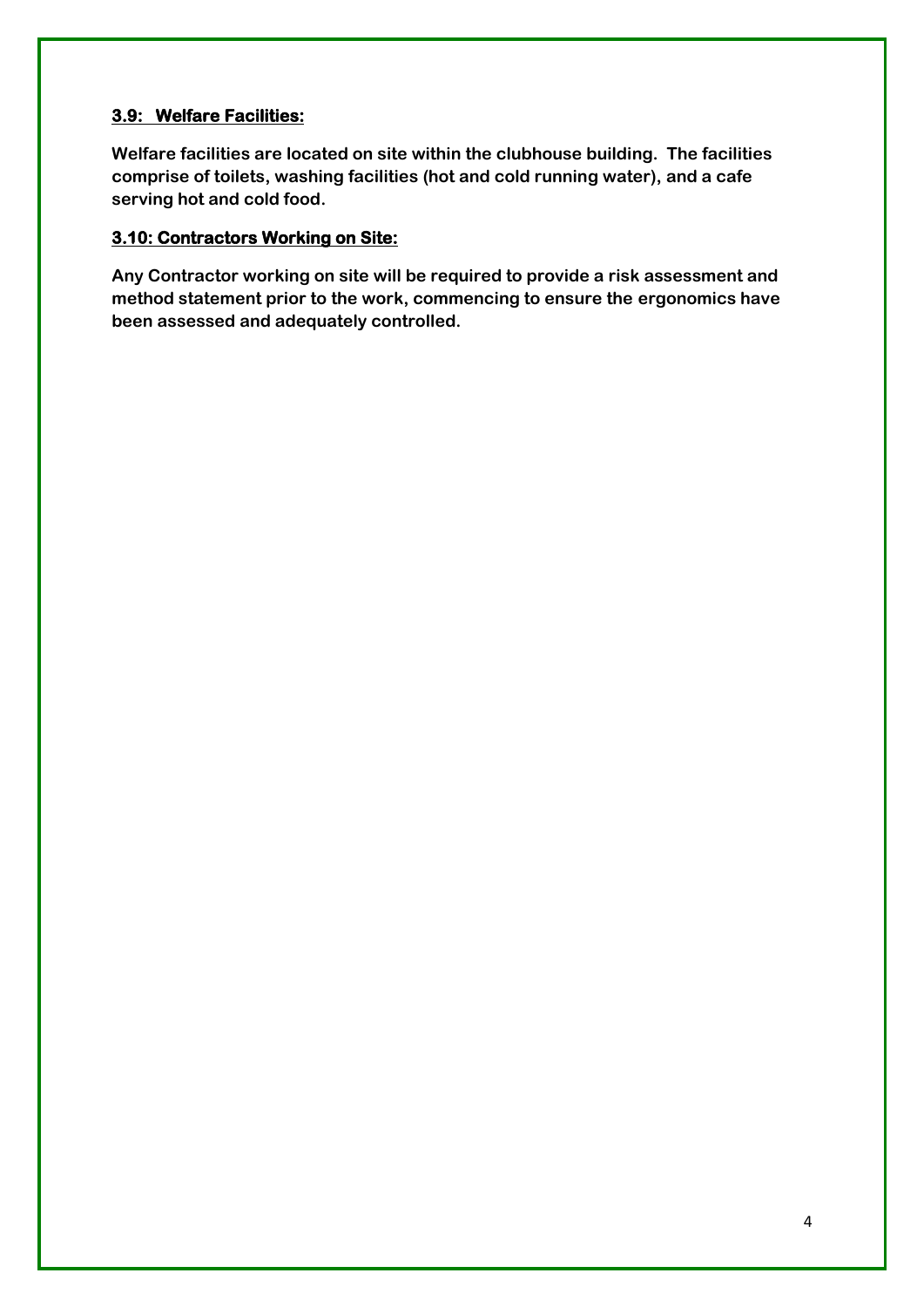### **3.9: Welfare Facilities:**

**Welfare facilities are located on site within the clubhouse building. The facilities comprise of toilets, washing facilities (hot and cold running water), and a cafe serving hot and cold food.**

### **3.10: Contractors Working on Site:**

**Any Contractor working on site will be required to provide a risk assessment and method statement prior to the work, commencing to ensure the ergonomics have been assessed and adequately controlled.**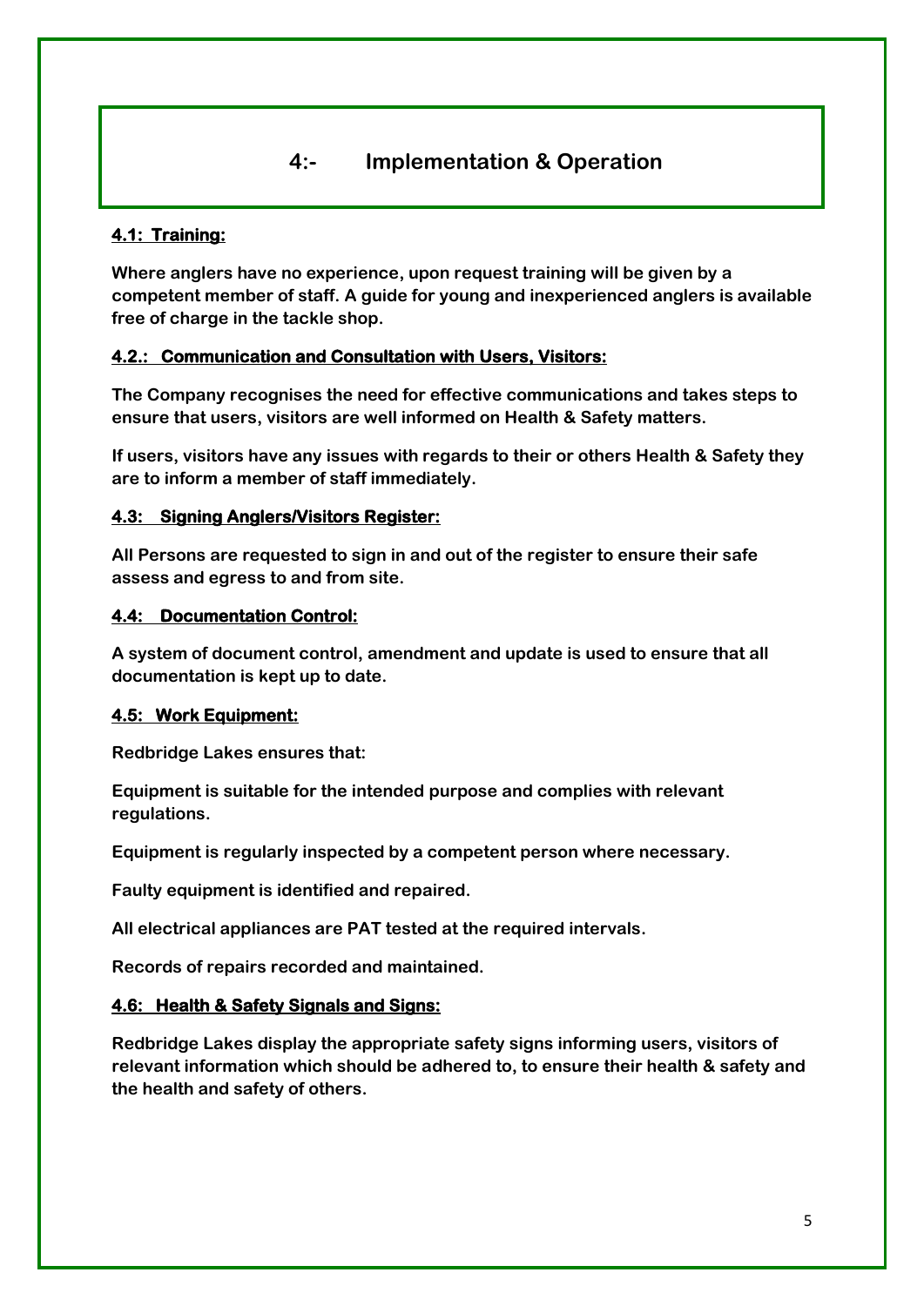# 4:- Implementation & Operation

## 4.1: Training:

**Where anglers have no experience, upon request training will be given by a competent member of staff. A guide for young and inexperienced anglers is available free of charge in the tackle shop.**

## 4.2.: Communication and Consultation with Users, Visitors:

**The Company recognises the need for effective communications and takes steps to ensure that users, visitors are well informed on Health & Safety matters.**

**If users, visitors have any issues with regards to their or others Health & Safety they are to inform a member of staff immediately.**

## 4.3: Signing Anglers/Visitors Register:

**All Persons are requested to sign in and out of the register to ensure their safe assess and egress to and from site.**

## 4.4: Documentation Control:

**A system of document control, amendment and update is used to ensure that all documentation is kept up to date.**

## 4.5: Work Equipment:

**Redbridge Lakes ensures that:**

**Equipment is suitable for the intended purpose and complies with relevant regulations.**

**Equipment is regularly inspected by a competent person where necessary.**

**Faulty equipment is identified and repaired.**

**All electrical appliances are PAT tested at the required intervals.**

**Records of repairs recorded and maintained.**

## 4.6: Health & Safety Signals and Signs:

**Redbridge Lakes display the appropriate safety signs informing users, visitors of relevant information which should be adhered to, to ensure their health & safety and the health and safety of others.**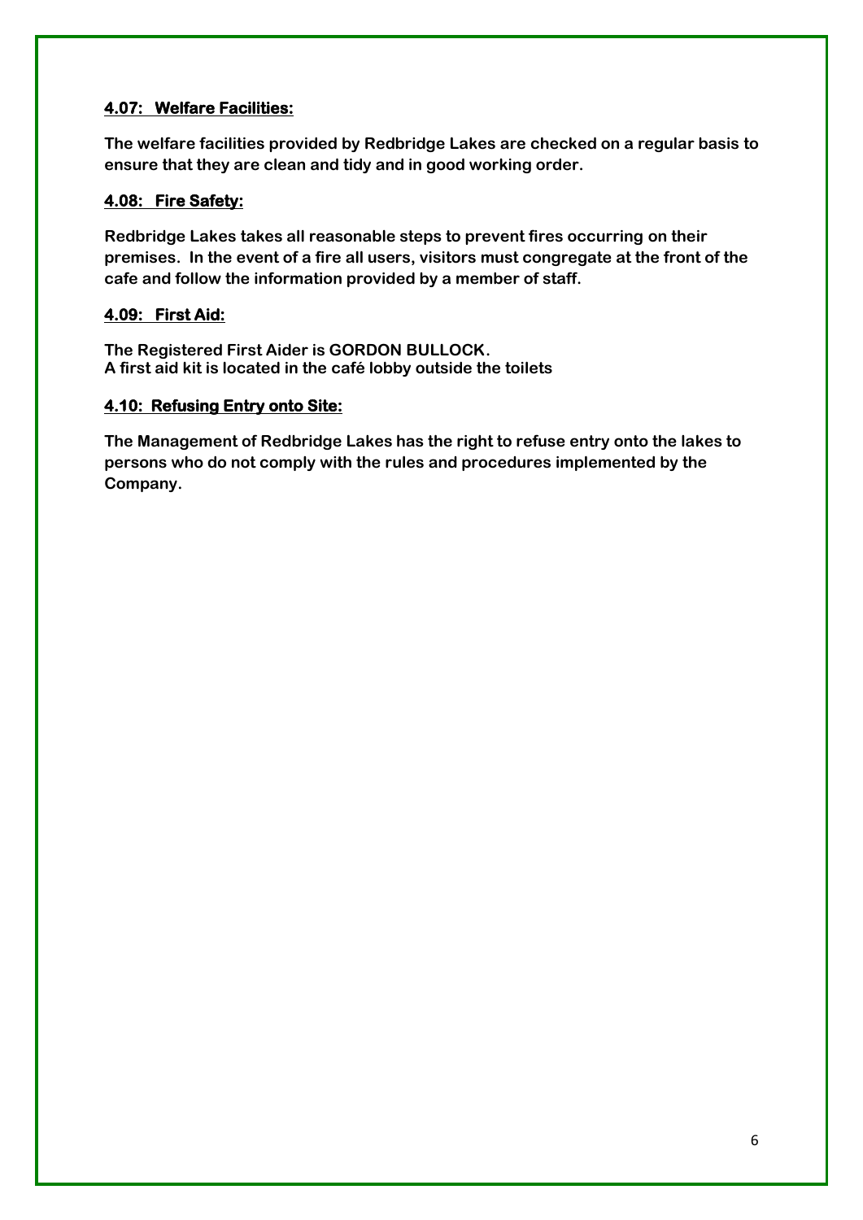### 4.07: Welfare Facilities:

**The welfare facilities provided by Redbridge Lakes are checked on a regular basis to ensure that they are clean and tidy and in good working order.**

### 4.08: Fire Safety:

**Redbridge Lakes takes all reasonable steps to prevent fires occurring on their premises. In the event of a fire all users, visitors must congregate at the front of the cafe and follow the information provided by a member of staff.**

### 4.09: First Aid:

**The Registered First Aider is GORDON BULLOCK.**
**A first aid kit is located in the café lobby outside the toilets**

### 4.10: Refusing Entry onto Site:

**The Management of Redbridge Lakes has the right to refuse entry onto the lakes to persons who do not comply with the rules and procedures implemented by the Company.**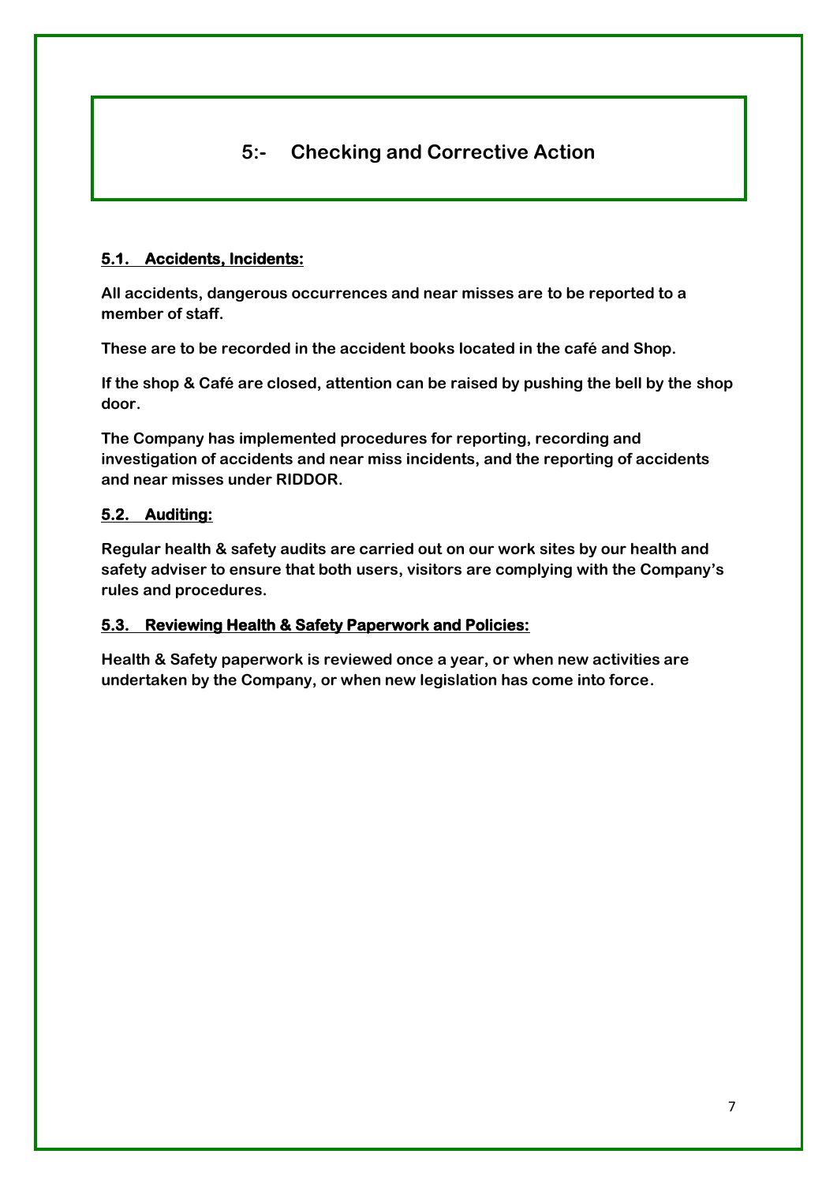# 5:- Checking and Corrective Action

### 5.1. Accidents, Incidents:

**All accidents, dangerous occurrences and near misses are to be reported to a member of staff.**

**These are to be recorded in the accident books located in the café and Shop.**

**If the shop & Café are closed, attention can be raised by pushing the bell by the shop door.**

**The Company has implemented procedures for reporting, recording and investigation of accidents and near miss incidents, and the reporting of accidents and near misses under RIDDOR.**

### 5.2. Auditing:

**Regular health & safety audits are carried out on our work sites by our health and safety adviser to ensure that both users, visitors are complying with the Company's rules and procedures.**

### 5.3. Reviewing Health & Safety Paperwork and Policies:

**Health & Safety paperwork is reviewed once a year, or when new activities are undertaken by the Company, or when new legislation has come into force.**